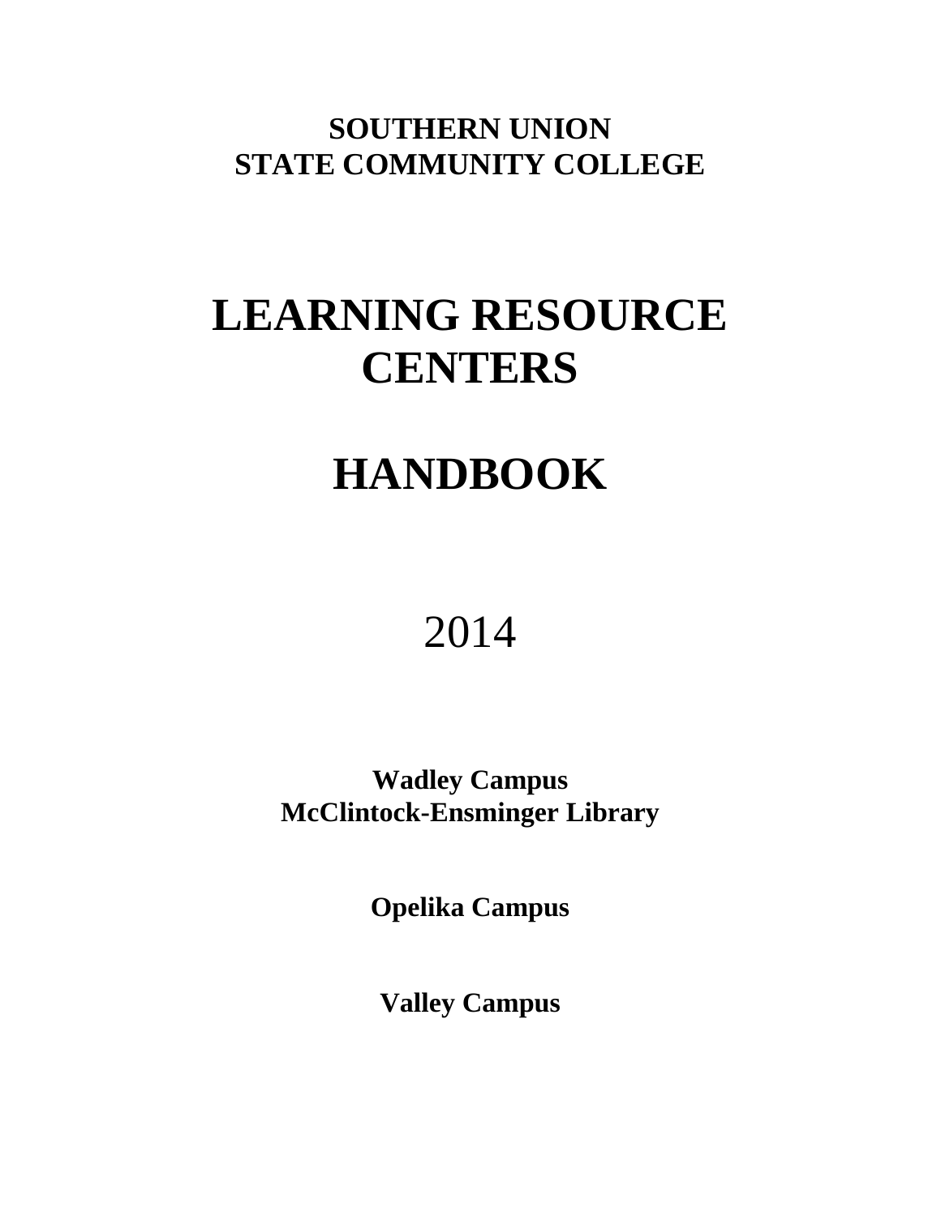**SOUTHERN UNION**
**STATE COMMUNITY COLLEGE**

# LEARNING RESOURCE CENTERS

# HANDBOOK

2014

**Wadley Campus**
**McClintock-Ensminger Library**

**Opelika Campus**

**Valley Campus**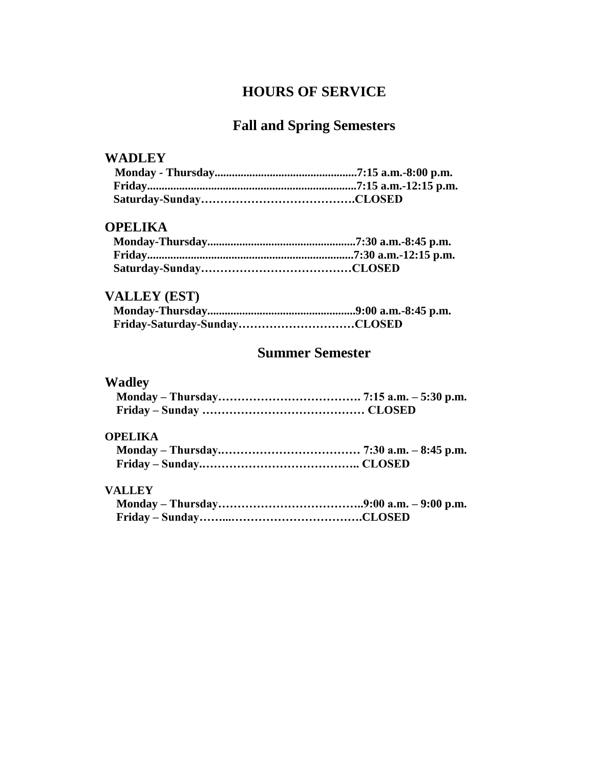# HOURS OF SERVICE

## Fall and Spring Semesters

### WADLEY

**Monday - Thursday..................................................7:15 a.m.-8:00 p.m.**
**Friday........................................................................7:15 a.m.-12:15 p.m.**
**Saturday-Sunday…………………………………CLOSED**

### OPELIKA

**Monday-Thursday....................................................7:30 a.m.-8:45 p.m.**
**Friday.......................................................................7:30 a.m.-12:15 p.m.**
**Saturday-Sunday…………………………………CLOSED**

### VALLEY (EST)

**Monday-Thursday....................................................9:00 a.m.-8:45 p.m.**
**Friday-Saturday-Sunday…………………………CLOSED**

## Summer Semester

### Wadley

**Monday – Thursday………………………………. 7:15 a.m. – 5:30 p.m.**
**Friday – Sunday …………………………………… CLOSED**

### OPELIKA

**Monday – Thursday.……………………………… 7:30 a.m. – 8:45 p.m.**
**Friday – Sunday.………………………………….. CLOSED**

### VALLEY

**Monday – Thursday………………………………..9:00 a.m. – 9:00 p.m.**
**Friday – Sunday……...…………………………….CLOSED**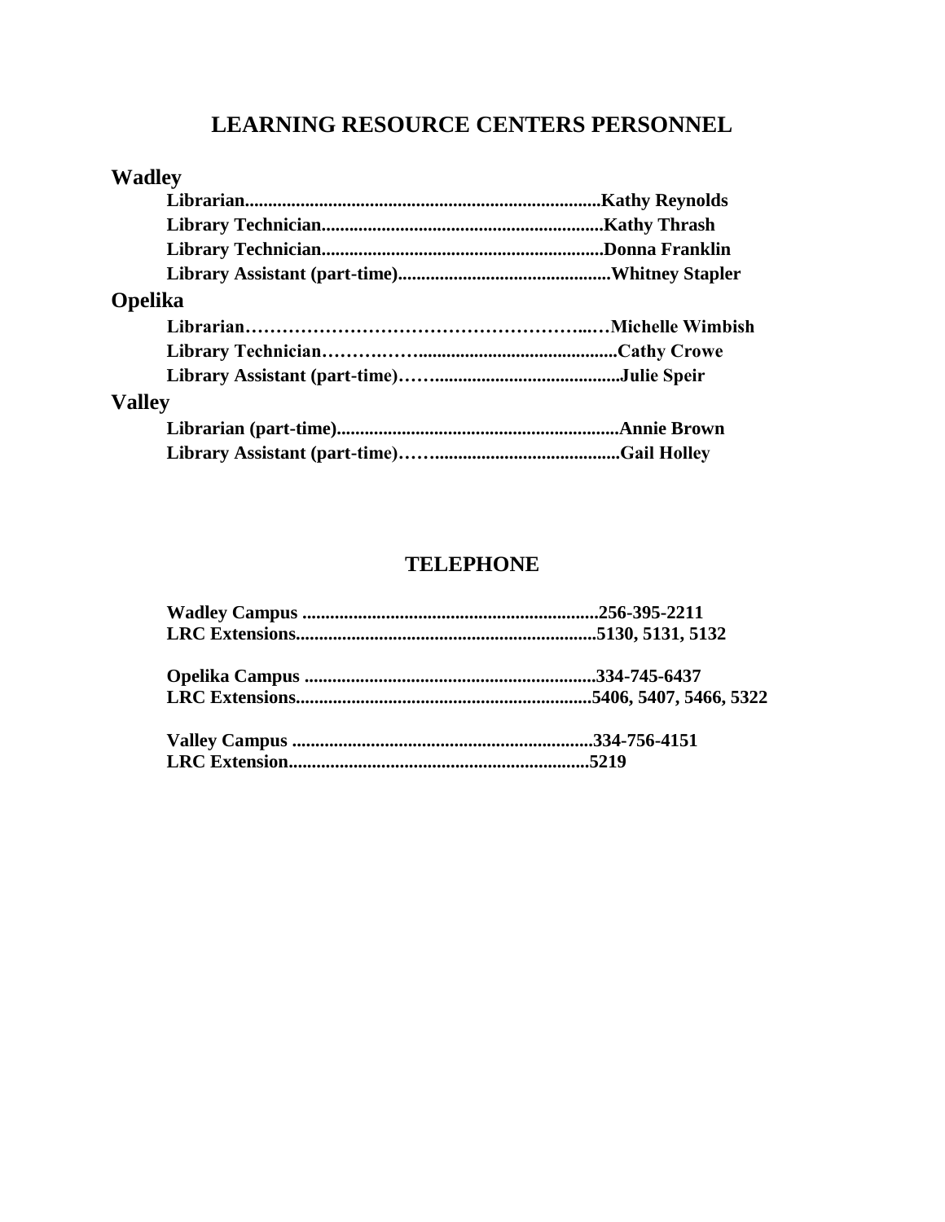## LEARNING RESOURCE CENTERS PERSONNEL

### Wadley

**Librarian............................................................................Kathy Reynolds**
**Library Technician............................................................Kathy Thrash**
**Library Technician............................................................Donna Franklin**
**Library Assistant (part-time).............................................Whitney Stapler**

### Opelika

**Librarian………………………………………………...…Michelle Wimbish**
**Library Technician……….……..........................................Cathy Crowe**
**Library Assistant (part-time)……........................................Julie Speir**

### Valley

**Librarian (part-time)............................................................Annie Brown**
**Library Assistant (part-time)……........................................Gail Holley**

## TELEPHONE

**Wadley Campus ...............................................................256-395-2211**
**LRC Extensions................................................................5130, 5131, 5132**

**Opelika Campus ..............................................................334-745-6437**
**LRC Extensions...............................................................5406, 5407, 5466, 5322**

**Valley Campus ................................................................334-756-4151**
**LRC Extension................................................................5219**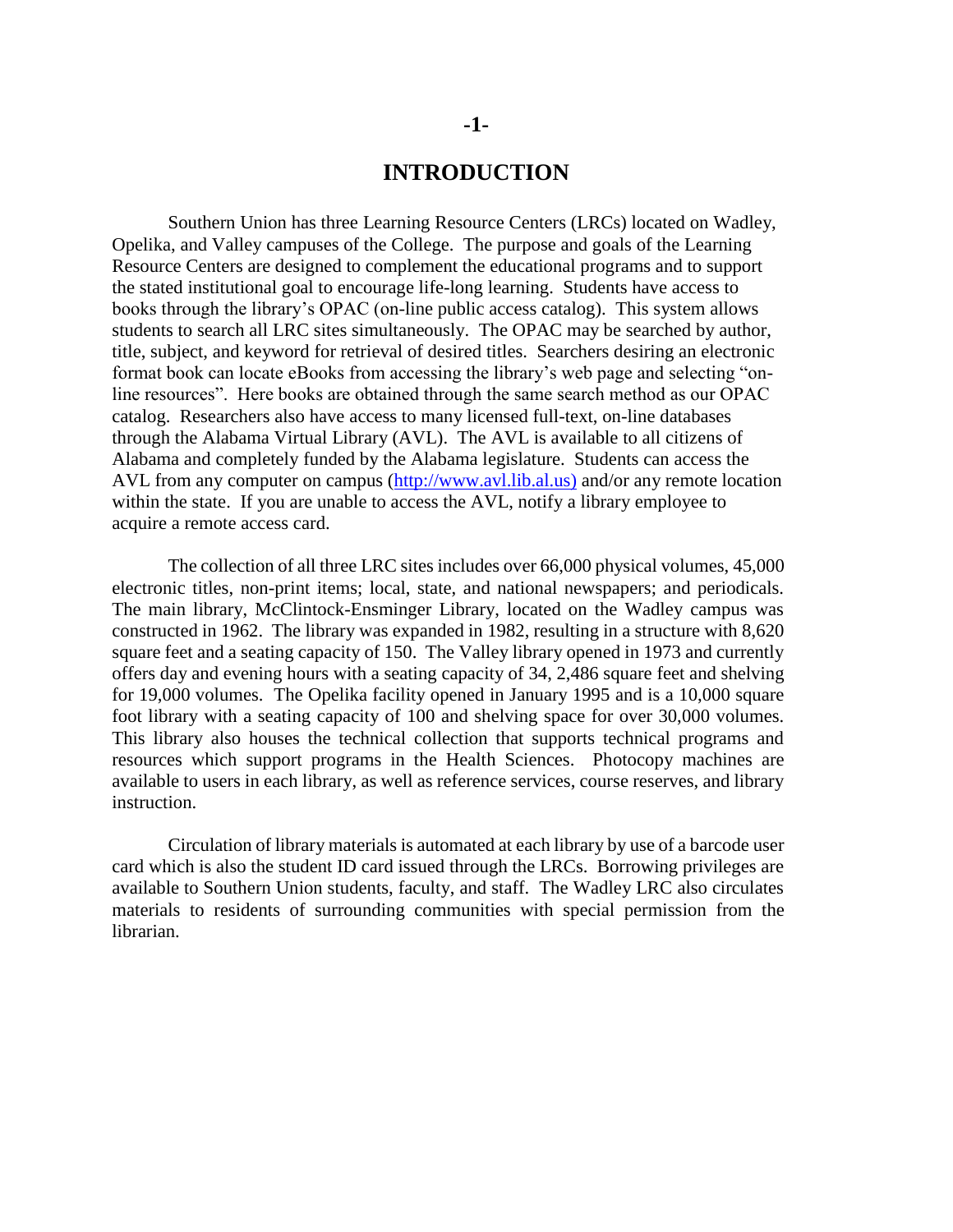# INTRODUCTION

Southern Union has three Learning Resource Centers (LRCs) located on Wadley, Opelika, and Valley campuses of the College. The purpose and goals of the Learning Resource Centers are designed to complement the educational programs and to support the stated institutional goal to encourage life-long learning. Students have access to books through the library's OPAC (on-line public access catalog). This system allows students to search all LRC sites simultaneously. The OPAC may be searched by author, title, subject, and keyword for retrieval of desired titles. Searchers desiring an electronic format book can locate eBooks from accessing the library's web page and selecting "on-line resources". Here books are obtained through the same search method as our OPAC catalog. Researchers also have access to many licensed full-text, on-line databases through the Alabama Virtual Library (AVL). The AVL is available to all citizens of Alabama and completely funded by the Alabama legislature. Students can access the AVL from any computer on campus (http://www.avl.lib.al.us) and/or any remote location within the state. If you are unable to access the AVL, notify a library employee to acquire a remote access card.

The collection of all three LRC sites includes over 66,000 physical volumes, 45,000 electronic titles, non-print items; local, state, and national newspapers; and periodicals. The main library, McClintock-Ensminger Library, located on the Wadley campus was constructed in 1962. The library was expanded in 1982, resulting in a structure with 8,620 square feet and a seating capacity of 150. The Valley library opened in 1973 and currently offers day and evening hours with a seating capacity of 34, 2,486 square feet and shelving for 19,000 volumes. The Opelika facility opened in January 1995 and is a 10,000 square foot library with a seating capacity of 100 and shelving space for over 30,000 volumes. This library also houses the technical collection that supports technical programs and resources which support programs in the Health Sciences. Photocopy machines are available to users in each library, as well as reference services, course reserves, and library instruction.

Circulation of library materials is automated at each library by use of a barcode user card which is also the student ID card issued through the LRCs. Borrowing privileges are available to Southern Union students, faculty, and staff. The Wadley LRC also circulates materials to residents of surrounding communities with special permission from the librarian.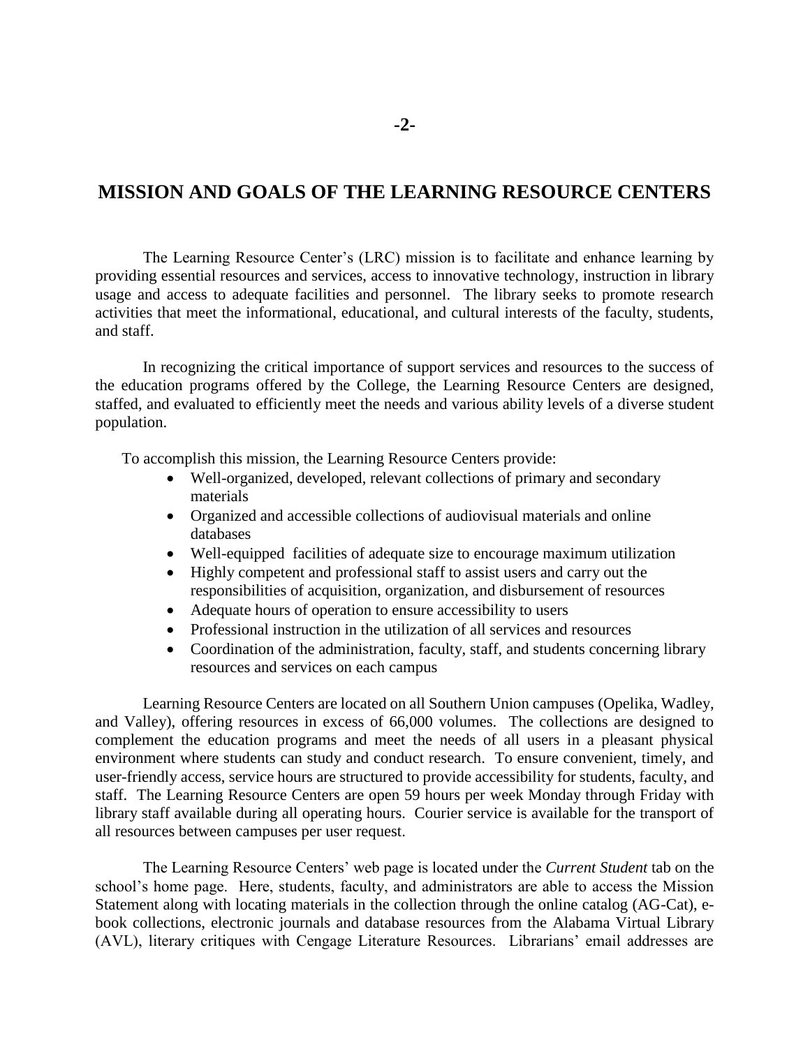# MISSION AND GOALS OF THE LEARNING RESOURCE CENTERS

The Learning Resource Center's (LRC) mission is to facilitate and enhance learning by providing essential resources and services, access to innovative technology, instruction in library usage and access to adequate facilities and personnel. The library seeks to promote research activities that meet the informational, educational, and cultural interests of the faculty, students, and staff.

In recognizing the critical importance of support services and resources to the success of the education programs offered by the College, the Learning Resource Centers are designed, staffed, and evaluated to efficiently meet the needs and various ability levels of a diverse student population.

To accomplish this mission, the Learning Resource Centers provide:

- Well-organized, developed, relevant collections of primary and secondary materials
- Organized and accessible collections of audiovisual materials and online databases
- Well-equipped facilities of adequate size to encourage maximum utilization
- Highly competent and professional staff to assist users and carry out the responsibilities of acquisition, organization, and disbursement of resources
- Adequate hours of operation to ensure accessibility to users
- Professional instruction in the utilization of all services and resources
- Coordination of the administration, faculty, staff, and students concerning library resources and services on each campus

Learning Resource Centers are located on all Southern Union campuses (Opelika, Wadley, and Valley), offering resources in excess of 66,000 volumes. The collections are designed to complement the education programs and meet the needs of all users in a pleasant physical environment where students can study and conduct research. To ensure convenient, timely, and user-friendly access, service hours are structured to provide accessibility for students, faculty, and staff. The Learning Resource Centers are open 59 hours per week Monday through Friday with library staff available during all operating hours. Courier service is available for the transport of all resources between campuses per user request.

The Learning Resource Centers' web page is located under the *Current Student* tab on the school's home page. Here, students, faculty, and administrators are able to access the Mission Statement along with locating materials in the collection through the online catalog (AG-Cat), e-book collections, electronic journals and database resources from the Alabama Virtual Library (AVL), literary critiques with Cengage Literature Resources. Librarians' email addresses are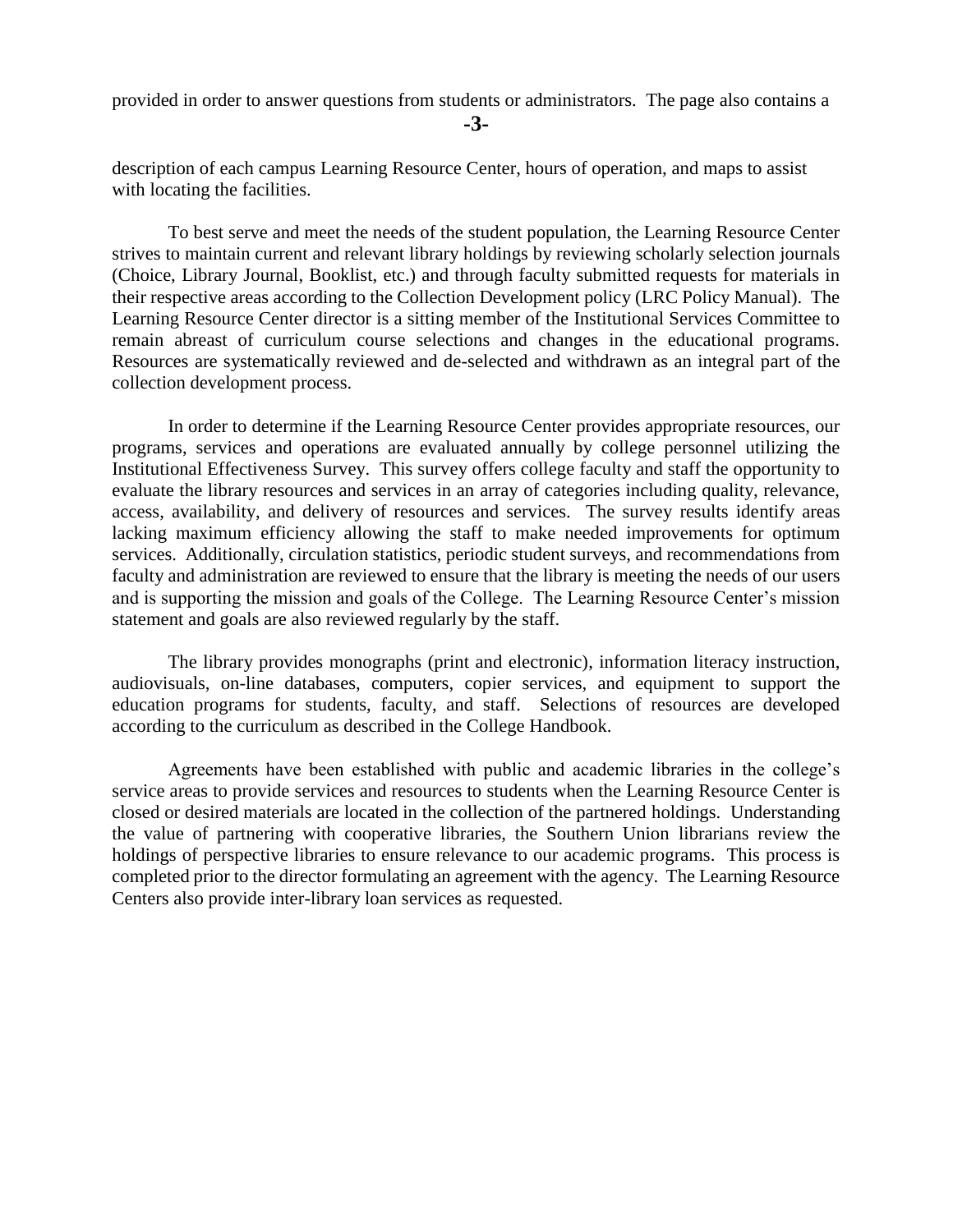provided in order to answer questions from students or administrators. The page also contains a description of each campus Learning Resource Center, hours of operation, and maps to assist with locating the facilities.

To best serve and meet the needs of the student population, the Learning Resource Center strives to maintain current and relevant library holdings by reviewing scholarly selection journals (Choice, Library Journal, Booklist, etc.) and through faculty submitted requests for materials in their respective areas according to the Collection Development policy (LRC Policy Manual). The Learning Resource Center director is a sitting member of the Institutional Services Committee to remain abreast of curriculum course selections and changes in the educational programs. Resources are systematically reviewed and de-selected and withdrawn as an integral part of the collection development process.

In order to determine if the Learning Resource Center provides appropriate resources, our programs, services and operations are evaluated annually by college personnel utilizing the Institutional Effectiveness Survey. This survey offers college faculty and staff the opportunity to evaluate the library resources and services in an array of categories including quality, relevance, access, availability, and delivery of resources and services. The survey results identify areas lacking maximum efficiency allowing the staff to make needed improvements for optimum services. Additionally, circulation statistics, periodic student surveys, and recommendations from faculty and administration are reviewed to ensure that the library is meeting the needs of our users and is supporting the mission and goals of the College. The Learning Resource Center's mission statement and goals are also reviewed regularly by the staff.

The library provides monographs (print and electronic), information literacy instruction, audiovisuals, on-line databases, computers, copier services, and equipment to support the education programs for students, faculty, and staff. Selections of resources are developed according to the curriculum as described in the College Handbook.

Agreements have been established with public and academic libraries in the college's service areas to provide services and resources to students when the Learning Resource Center is closed or desired materials are located in the collection of the partnered holdings. Understanding the value of partnering with cooperative libraries, the Southern Union librarians review the holdings of perspective libraries to ensure relevance to our academic programs. This process is completed prior to the director formulating an agreement with the agency. The Learning Resource Centers also provide inter-library loan services as requested.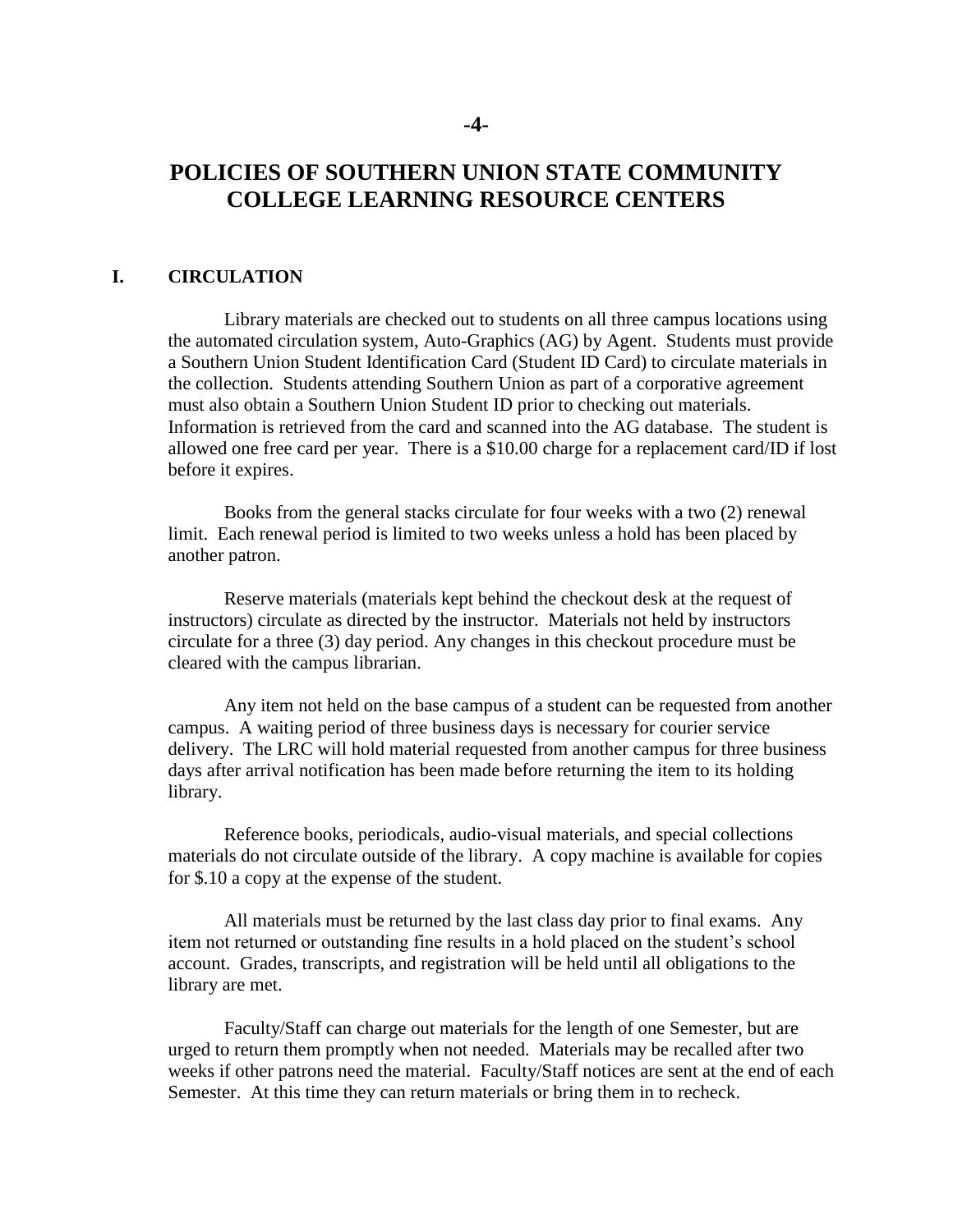# POLICIES OF SOUTHERN UNION STATE COMMUNITY COLLEGE LEARNING RESOURCE CENTERS

## I. CIRCULATION

Library materials are checked out to students on all three campus locations using the automated circulation system, Auto-Graphics (AG) by Agent. Students must provide a Southern Union Student Identification Card (Student ID Card) to circulate materials in the collection. Students attending Southern Union as part of a corporative agreement must also obtain a Southern Union Student ID prior to checking out materials. Information is retrieved from the card and scanned into the AG database. The student is allowed one free card per year. There is a $10.00 charge for a replacement card/ID if lost before it expires.

Books from the general stacks circulate for four weeks with a two (2) renewal limit. Each renewal period is limited to two weeks unless a hold has been placed by another patron.

Reserve materials (materials kept behind the checkout desk at the request of instructors) circulate as directed by the instructor. Materials not held by instructors circulate for a three (3) day period. Any changes in this checkout procedure must be cleared with the campus librarian.

Any item not held on the base campus of a student can be requested from another campus. A waiting period of three business days is necessary for courier service delivery. The LRC will hold material requested from another campus for three business days after arrival notification has been made before returning the item to its holding library.

Reference books, periodicals, audio-visual materials, and special collections materials do not circulate outside of the library. A copy machine is available for copies for $.10 a copy at the expense of the student.

All materials must be returned by the last class day prior to final exams. Any item not returned or outstanding fine results in a hold placed on the student's school account. Grades, transcripts, and registration will be held until all obligations to the library are met.

Faculty/Staff can charge out materials for the length of one Semester, but are urged to return them promptly when not needed. Materials may be recalled after two weeks if other patrons need the material. Faculty/Staff notices are sent at the end of each Semester. At this time they can return materials or bring them in to recheck.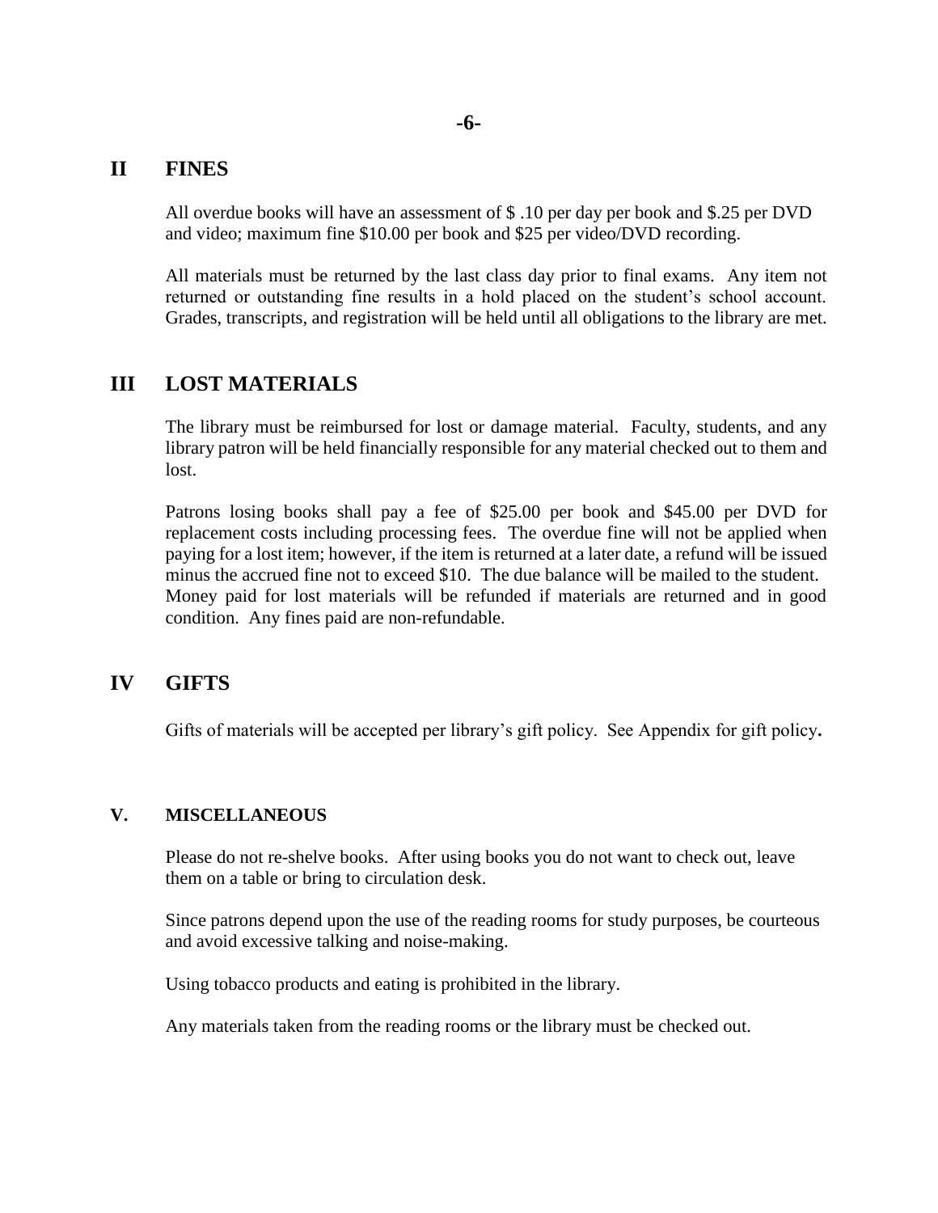## II FINES

All overdue books will have an assessment of $ .10 per day per book and $.25 per DVD and video; maximum fine $10.00 per book and $25 per video/DVD recording.

All materials must be returned by the last class day prior to final exams. Any item not returned or outstanding fine results in a hold placed on the student's school account. Grades, transcripts, and registration will be held until all obligations to the library are met.

## III LOST MATERIALS

The library must be reimbursed for lost or damage material. Faculty, students, and any library patron will be held financially responsible for any material checked out to them and lost.

Patrons losing books shall pay a fee of $25.00 per book and $45.00 per DVD for replacement costs including processing fees. The overdue fine will not be applied when paying for a lost item; however, if the item is returned at a later date, a refund will be issued minus the accrued fine not to exceed $10. The due balance will be mailed to the student. Money paid for lost materials will be refunded if materials are returned and in good condition. Any fines paid are non-refundable.

## IV GIFTS

Gifts of materials will be accepted per library's gift policy. See Appendix for gift policy**.**

### V. MISCELLANEOUS

Please do not re-shelve books. After using books you do not want to check out, leave them on a table or bring to circulation desk.

Since patrons depend upon the use of the reading rooms for study purposes, be courteous and avoid excessive talking and noise-making.

Using tobacco products and eating is prohibited in the library.

Any materials taken from the reading rooms or the library must be checked out.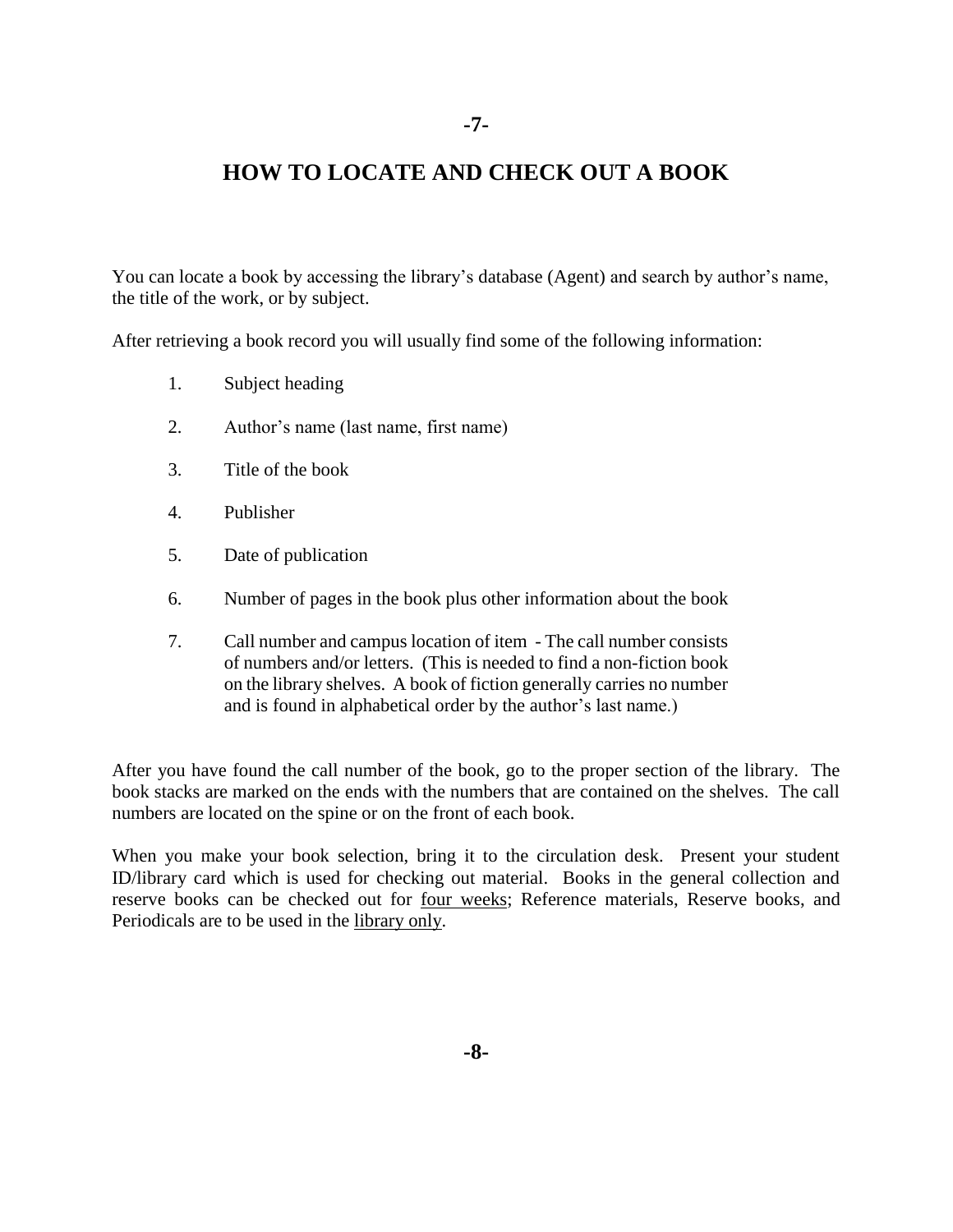# HOW TO LOCATE AND CHECK OUT A BOOK

You can locate a book by accessing the library's database (Agent) and search by author's name, the title of the work, or by subject.

After retrieving a book record you will usually find some of the following information:

1. Subject heading
2. Author's name (last name, first name)
3. Title of the book
4. Publisher
5. Date of publication
6. Number of pages in the book plus other information about the book
7. Call number and campus location of item - The call number consists of numbers and/or letters. (This is needed to find a non-fiction book on the library shelves. A book of fiction generally carries no number and is found in alphabetical order by the author's last name.)

After you have found the call number of the book, go to the proper section of the library. The book stacks are marked on the ends with the numbers that are contained on the shelves. The call numbers are located on the spine or on the front of each book.

When you make your book selection, bring it to the circulation desk. Present your student ID/library card which is used for checking out material. Books in the general collection and reserve books can be checked out for <u>four weeks</u>; Reference materials, Reserve books, and Periodicals are to be used in the <u>library only</u>.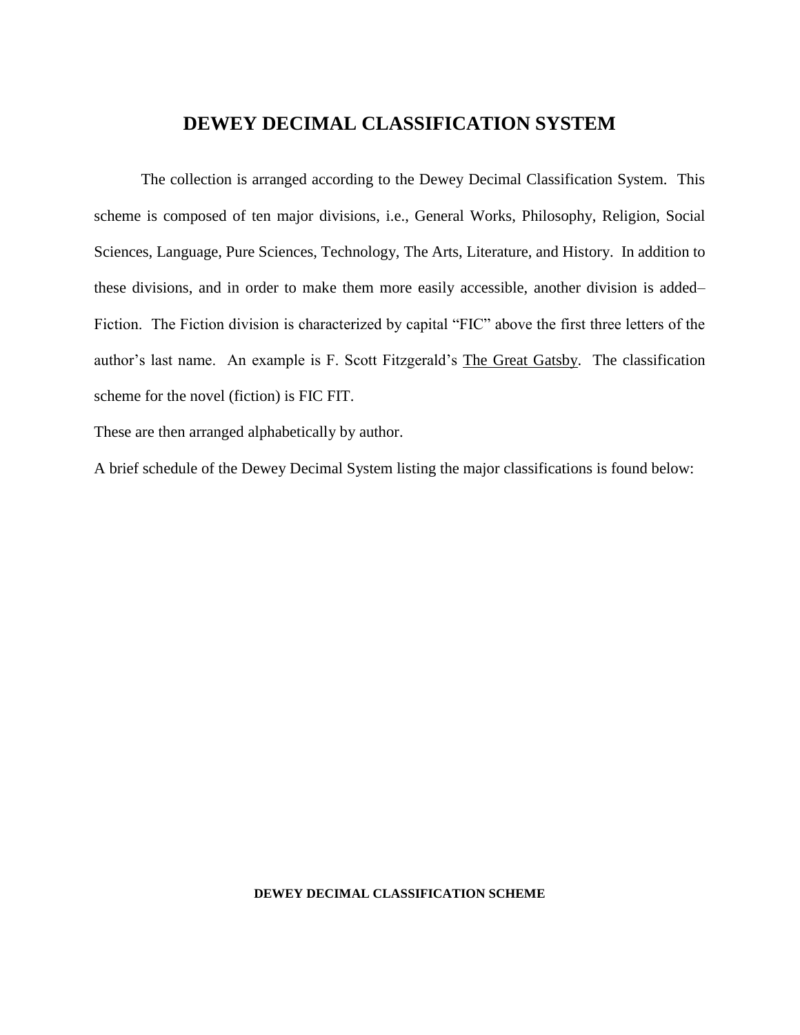# DEWEY DECIMAL CLASSIFICATION SYSTEM

The collection is arranged according to the Dewey Decimal Classification System. This scheme is composed of ten major divisions, i.e., General Works, Philosophy, Religion, Social Sciences, Language, Pure Sciences, Technology, The Arts, Literature, and History. In addition to these divisions, and in order to make them more easily accessible, another division is added– Fiction. The Fiction division is characterized by capital "FIC" above the first three letters of the author's last name. An example is F. Scott Fitzgerald's <u>The Great Gatsby</u>. The classification scheme for the novel (fiction) is FIC FIT.

These are then arranged alphabetically by author.

A brief schedule of the Dewey Decimal System listing the major classifications is found below:

**DEWEY DECIMAL CLASSIFICATION SCHEME**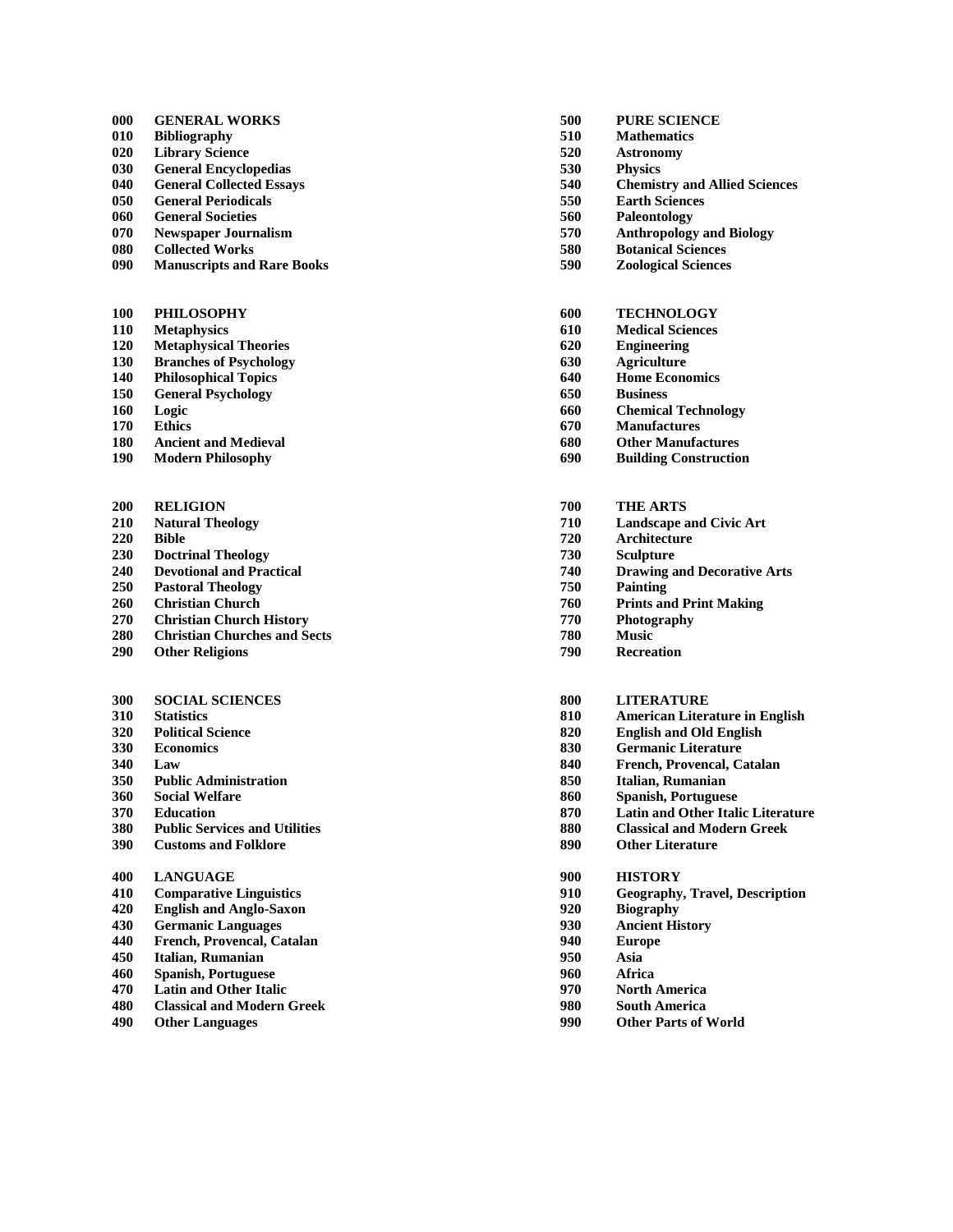**000 GENERAL WORKS**
**010 Bibliography**
**020 Library Science**
**030 General Encyclopedias**
**040 General Collected Essays**
**050 General Periodicals**
**060 General Societies**
**070 Newspaper Journalism**
**080 Collected Works**
**090 Manuscripts and Rare Books**

**100 PHILOSOPHY**
**110 Metaphysics**
**120 Metaphysical Theories**
**130 Branches of Psychology**
**140 Philosophical Topics**
**150 General Psychology**
**160 Logic**
**170 Ethics**
**180 Ancient and Medieval**
**190 Modern Philosophy**

**200 RELIGION**
**210 Natural Theology**
**220 Bible**
**230 Doctrinal Theology**
**240 Devotional and Practical**
**250 Pastoral Theology**
**260 Christian Church**
**270 Christian Church History**
**280 Christian Churches and Sects**
**290 Other Religions**

**300 SOCIAL SCIENCES**
**310 Statistics**
**320 Political Science**
**330 Economics**
**340 Law**
**350 Public Administration**
**360 Social Welfare**
**370 Education**
**380 Public Services and Utilities**
**390 Customs and Folklore**

**400 LANGUAGE**
**410 Comparative Linguistics**
**420 English and Anglo-Saxon**
**430 Germanic Languages**
**440 French, Provencal, Catalan**
**450 Italian, Rumanian**
**460 Spanish, Portuguese**
**470 Latin and Other Italic**
**480 Classical and Modern Greek**
**490 Other Languages**

**500 PURE SCIENCE**
**510 Mathematics**
**520 Astronomy**
**530 Physics**
**540 Chemistry and Allied Sciences**
**550 Earth Sciences**
**560 Paleontology**
**570 Anthropology and Biology**
**580 Botanical Sciences**
**590 Zoological Sciences**

**600 TECHNOLOGY**
**610 Medical Sciences**
**620 Engineering**
**630 Agriculture**
**640 Home Economics**
**650 Business**
**660 Chemical Technology**
**670 Manufactures**
**680 Other Manufactures**
**690 Building Construction**

**700 THE ARTS**
**710 Landscape and Civic Art**
**720 Architecture**
**730 Sculpture**
**740 Drawing and Decorative Arts**
**750 Painting**
**760 Prints and Print Making**
**770 Photography**
**780 Music**
**790 Recreation**

**800 LITERATURE**
**810 American Literature in English**
**820 English and Old English**
**830 Germanic Literature**
**840 French, Provencal, Catalan**
**850 Italian, Rumanian**
**860 Spanish, Portuguese**
**870 Latin and Other Italic Literature**
**880 Classical and Modern Greek**
**890 Other Literature**

**900 HISTORY**
**910 Geography, Travel, Description**
**920 Biography**
**930 Ancient History**
**940 Europe**
**950 Asia**
**960 Africa**
**970 North America**
**980 South America**
**990 Other Parts of World**